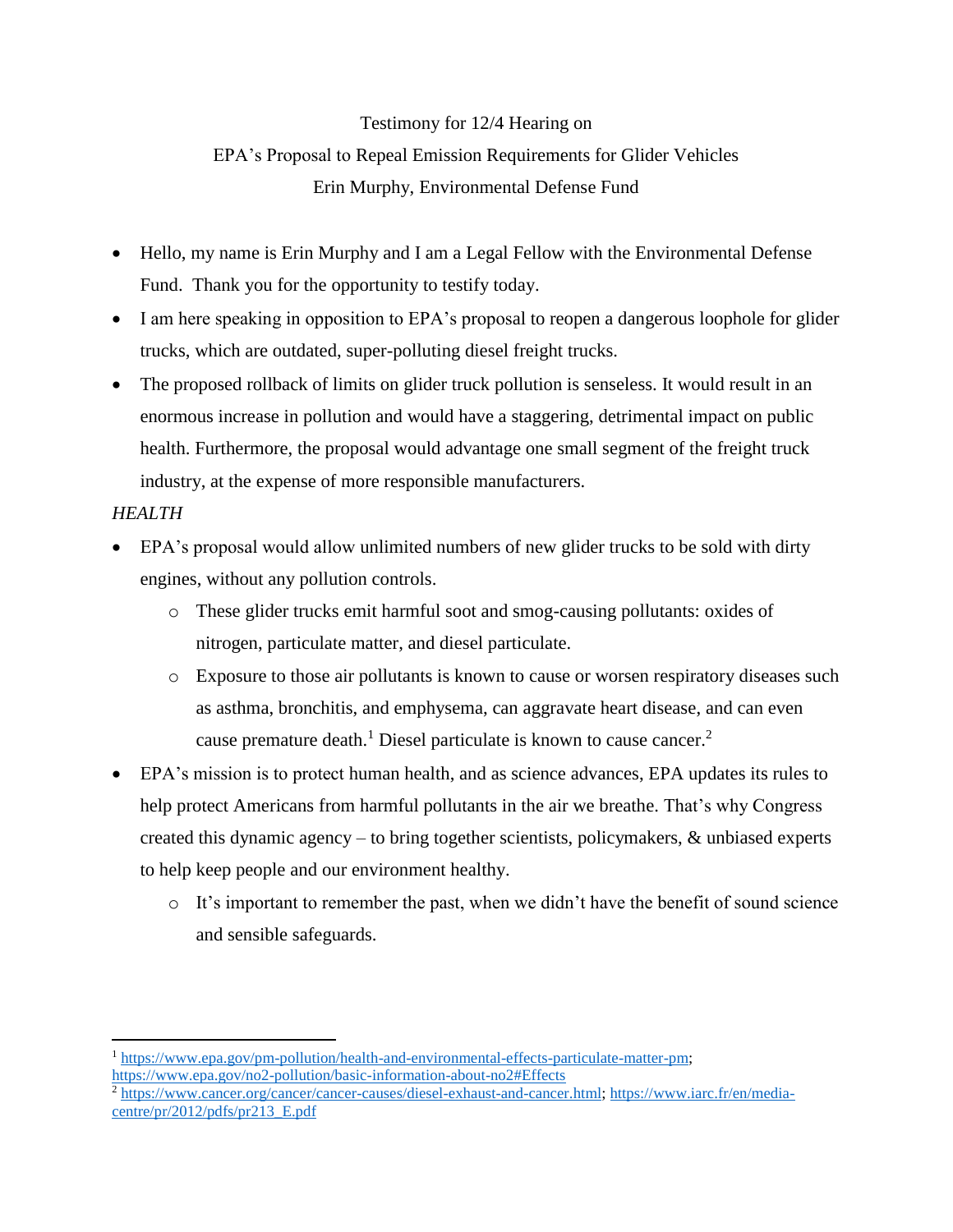Testimony for 12/4 Hearing on

EPA's Proposal to Repeal Emission Requirements for Glider Vehicles

Erin Murphy, Environmental Defense Fund

- Hello, my name is Erin Murphy and I am a Legal Fellow with the Environmental Defense Fund. Thank you for the opportunity to testify today.
- I am here speaking in opposition to EPA's proposal to reopen a dangerous loophole for glider trucks, which are outdated, super-polluting diesel freight trucks.
- The proposed rollback of limits on glider truck pollution is senseless. It would result in an enormous increase in pollution and would have a staggering, detrimental impact on public health. Furthermore, the proposal would advantage one small segment of the freight truck industry, at the expense of more responsible manufacturers.

*HEALTH*

- EPA's proposal would allow unlimited numbers of new glider trucks to be sold with dirty engines, without any pollution controls.
  - These glider trucks emit harmful soot and smog-causing pollutants: oxides of nitrogen, particulate matter, and diesel particulate.
  - Exposure to those air pollutants is known to cause or worsen respiratory diseases such as asthma, bronchitis, and emphysema, can aggravate heart disease, and can even cause premature death.[1] Diesel particulate is known to cause cancer.[2]
- EPA's mission is to protect human health, and as science advances, EPA updates its rules to help protect Americans from harmful pollutants in the air we breathe. That's why Congress created this dynamic agency – to bring together scientists, policymakers, & unbiased experts to help keep people and our environment healthy.
  - It's important to remember the past, when we didn't have the benefit of sound science and sensible safeguards.

---

[1] https://www.epa.gov/pm-pollution/health-and-environmental-effects-particulate-matter-pm; https://www.epa.gov/no2-pollution/basic-information-about-no2#Effects

[2] https://www.cancer.org/cancer/cancer-causes/diesel-exhaust-and-cancer.html; https://www.iarc.fr/en/media-centre/pr/2012/pdfs/pr213_E.pdf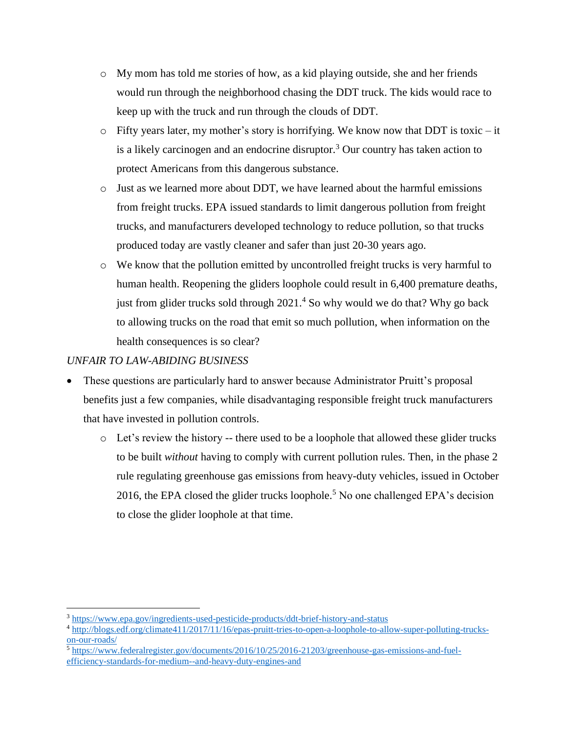- My mom has told me stories of how, as a kid playing outside, she and her friends would run through the neighborhood chasing the DDT truck. The kids would race to keep up with the truck and run through the clouds of DDT.
  - Fifty years later, my mother's story is horrifying. We know now that DDT is toxic – it is a likely carcinogen and an endocrine disruptor.[3] Our country has taken action to protect Americans from this dangerous substance.
  - Just as we learned more about DDT, we have learned about the harmful emissions from freight trucks. EPA issued standards to limit dangerous pollution from freight trucks, and manufacturers developed technology to reduce pollution, so that trucks produced today are vastly cleaner and safer than just 20-30 years ago.
  - We know that the pollution emitted by uncontrolled freight trucks is very harmful to human health. Reopening the gliders loophole could result in 6,400 premature deaths, just from glider trucks sold through 2021.[4] So why would we do that? Why go back to allowing trucks on the road that emit so much pollution, when information on the health consequences is so clear?

*UNFAIR TO LAW-ABIDING BUSINESS*

- These questions are particularly hard to answer because Administrator Pruitt's proposal benefits just a few companies, while disadvantaging responsible freight truck manufacturers that have invested in pollution controls.
  - Let's review the history -- there used to be a loophole that allowed these glider trucks to be built *without* having to comply with current pollution rules. Then, in the phase 2 rule regulating greenhouse gas emissions from heavy-duty vehicles, issued in October 2016, the EPA closed the glider trucks loophole.[5] No one challenged EPA's decision to close the glider loophole at that time.

[3] https://www.epa.gov/ingredients-used-pesticide-products/ddt-brief-history-and-status

[4] http://blogs.edf.org/climate411/2017/11/16/epas-pruitt-tries-to-open-a-loophole-to-allow-super-polluting-trucks-on-our-roads/

[5] https://www.federalregister.gov/documents/2016/10/25/2016-21203/greenhouse-gas-emissions-and-fuel-efficiency-standards-for-medium--and-heavy-duty-engines-and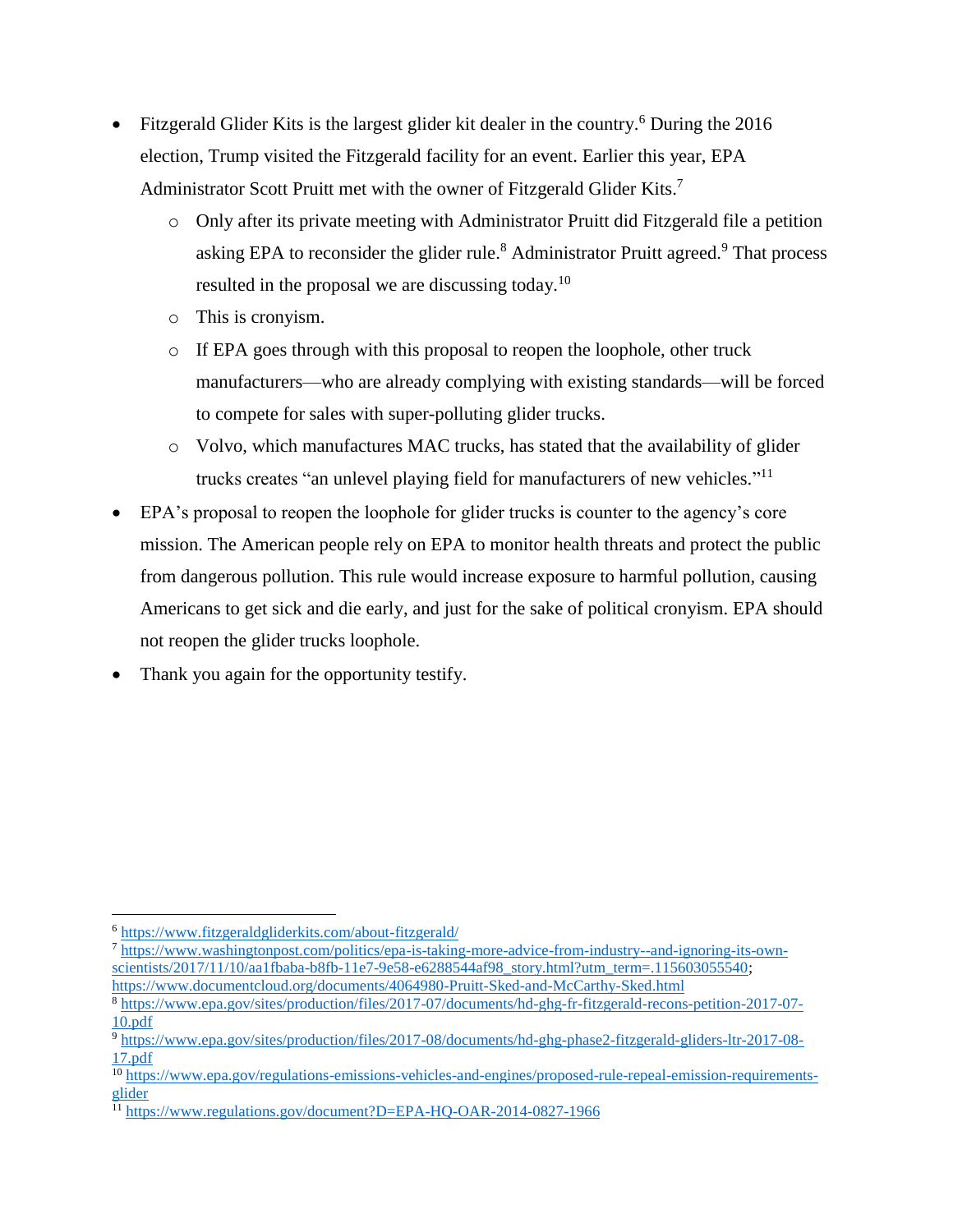- Fitzgerald Glider Kits is the largest glider kit dealer in the country.[6] During the 2016 election, Trump visited the Fitzgerald facility for an event. Earlier this year, EPA Administrator Scott Pruitt met with the owner of Fitzgerald Glider Kits.[7]
  - Only after its private meeting with Administrator Pruitt did Fitzgerald file a petition asking EPA to reconsider the glider rule.[8] Administrator Pruitt agreed.[9] That process resulted in the proposal we are discussing today.[10]
  - This is cronyism.
  - If EPA goes through with this proposal to reopen the loophole, other truck manufacturers—who are already complying with existing standards—will be forced to compete for sales with super-polluting glider trucks.
  - Volvo, which manufactures MAC trucks, has stated that the availability of glider trucks creates "an unlevel playing field for manufacturers of new vehicles."[11]
- EPA's proposal to reopen the loophole for glider trucks is counter to the agency's core mission. The American people rely on EPA to monitor health threats and protect the public from dangerous pollution. This rule would increase exposure to harmful pollution, causing Americans to get sick and die early, and just for the sake of political cronyism. EPA should not reopen the glider trucks loophole.
- Thank you again for the opportunity testify.

---

[6] https://www.fitzgeraldgliderkits.com/about-fitzgerald/

[7] https://www.washingtonpost.com/politics/epa-is-taking-more-advice-from-industry--and-ignoring-its-own-scientists/2017/11/10/aa1fbaba-b8fb-11e7-9e58-e6288544af98_story.html?utm_term=.115603055540; https://www.documentcloud.org/documents/4064980-Pruitt-Sked-and-McCarthy-Sked.html

[8] https://www.epa.gov/sites/production/files/2017-07/documents/hd-ghg-fr-fitzgerald-recons-petition-2017-07-10.pdf

[9] https://www.epa.gov/sites/production/files/2017-08/documents/hd-ghg-phase2-fitzgerald-gliders-ltr-2017-08-17.pdf

[10] https://www.epa.gov/regulations-emissions-vehicles-and-engines/proposed-rule-repeal-emission-requirements-glider

[11] https://www.regulations.gov/document?D=EPA-HQ-OAR-2014-0827-1966